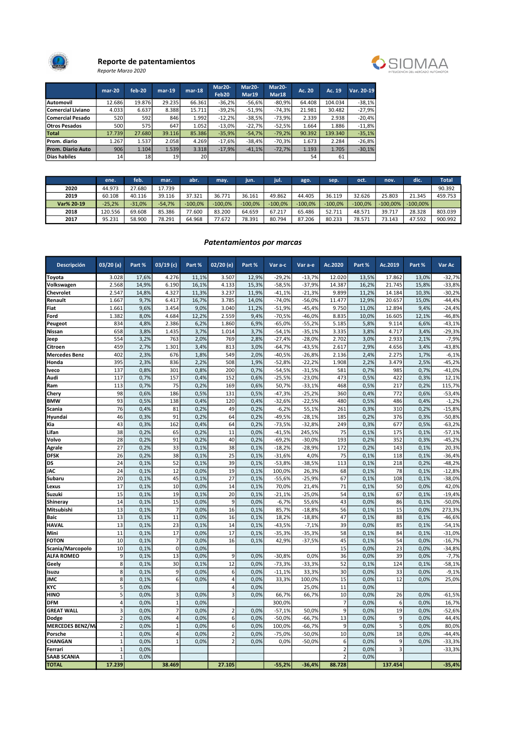## Reporte de patentamientos

*Reporte Marzo 2020*

| | mar-20 | feb-20 | mar-19 | mar-18 | Mar20-Feb20 | Mar20-Mar19 | Mar20-Mar18 | Ac. 20 | Ac. 19 | Var. 20-19 |
|---|---|---|---|---|---|---|---|---|---|---|
| Automovil | 12.686 | 19.876 | 29.235 | 66.361 | -36,2% | -56,6% | -80,9% | 64.408 | 104.034 | -38,1% |
| Comercial Liviano | 4.033 | 6.637 | 8.388 | 15.711 | -39,2% | -51,9% | -74,3% | 21.981 | 30.482 | -27,9% |
| Comercial Pesado | 520 | 592 | 846 | 1.992 | -12,2% | -38,5% | -73,9% | 2.339 | 2.938 | -20,4% |
| Otros Pesados | 500 | 575 | 647 | 1.052 | -13,0% | -22,7% | -52,5% | 1.664 | 1.886 | -11,8% |
| Total | 17.739 | 27.680 | 39.116 | 85.386 | -35,9% | -54,7% | -79,2% | 90.392 | 139.340 | -35,1% |
| Prom. diario | 1.267 | 1.537 | 2.058 | 4.269 | -17,6% | -38,4% | -70,3% | 1.673 | 2.284 | -26,8% |
| Prom. Diario Auto | 906 | 1.104 | 1.539 | 3.318 | -17,9% | -41,1% | -72,7% | 1.193 | 1.705 | -30,1% |
| Dias habiles | 14 | 18 | 19 | 20 | | | | 54 | 61 | |

| | ene. | feb. | mar. | abr. | may. | jun. | jul. | ago. | sep. | oct. | nov. | dic. | Total |
|---|---|---|---|---|---|---|---|---|---|---|---|---|---|
| 2020 | 44.973 | 27.680 | 17.739 | | | | | | | | | | 90.392 |
| 2019 | 60.108 | 40.116 | 39.116 | 37.321 | 36.771 | 36.161 | 49.862 | 44.405 | 36.119 | 32.626 | 25.803 | 21.345 | 459.753 |
| Var% 20-19 | -25,2% | -31,0% | -54,7% | -100,0% | -100,0% | -100,0% | -100,0% | -100,0% | -100,0% | -100,0% | -100,00% | -100,00% | |
| 2018 | 120.556 | 69.608 | 85.386 | 77.600 | 83.200 | 64.659 | 67.217 | 65.486 | 52.711 | 48.571 | 39.717 | 28.328 | 803.039 |
| 2017 | 95.231 | 58.900 | 78.291 | 64.968 | 77.672 | 78.391 | 80.794 | 87.206 | 80.233 | 78.571 | 73.143 | 47.592 | 900.992 |

### *Patentamientos por marcas*

| Descripción | 03/20 (a) | Part % | 03/19 (c) | Part % | 02/20 (e) | Part % | Var a-c | Var a-e | Ac.2020 | Part % | Ac.2019 | Part % | Var Ac |
|---|---|---|---|---|---|---|---|---|---|---|---|---|---|
| Toyota | 3.028 | 17,6% | 4.276 | 11,1% | 3.507 | 12,9% | -29,2% | -13,7% | 12.020 | 13,5% | 17.862 | 13,0% | -32,7% |
| Volkswagen | 2.568 | 14,9% | 6.190 | 16,1% | 4.133 | 15,3% | -58,5% | -37,9% | 14.387 | 16,2% | 21.745 | 15,8% | -33,8% |
| Chevrolet | 2.547 | 14,8% | 4.327 | 11,3% | 3.237 | 11,9% | -41,1% | -21,3% | 9.899 | 11,2% | 14.184 | 10,3% | -30,2% |
| Renault | 1.667 | 9,7% | 6.417 | 16,7% | 3.785 | 14,0% | -74,0% | -56,0% | 11.477 | 12,9% | 20.657 | 15,0% | -44,4% |
| Fiat | 1.661 | 9,6% | 3.454 | 9,0% | 3.040 | 11,2% | -51,9% | -45,4% | 9.750 | 11,0% | 12.894 | 9,4% | -24,4% |
| Ford | 1.382 | 8,0% | 4.684 | 12,2% | 2.559 | 9,4% | -70,5% | -46,0% | 8.835 | 10,0% | 16.605 | 12,1% | -46,8% |
| Peugeot | 834 | 4,8% | 2.386 | 6,2% | 1.860 | 6,9% | -65,0% | -55,2% | 5.185 | 5,8% | 9.114 | 6,6% | -43,1% |
| Nissan | 658 | 3,8% | 1.435 | 3,7% | 1.014 | 3,7% | -54,1% | -35,1% | 3.335 | 3,8% | 4.717 | 3,4% | -29,3% |
| Jeep | 554 | 3,2% | 763 | 2,0% | 769 | 2,8% | -27,4% | -28,0% | 2.702 | 3,0% | 2.933 | 2,1% | -7,9% |
| Citroen | 459 | 2,7% | 1.301 | 3,4% | 813 | 3,0% | -64,7% | -43,5% | 2.617 | 2,9% | 4.656 | 3,4% | -43,8% |
| Mercedes Benz | 402 | 2,3% | 676 | 1,8% | 549 | 2,0% | -40,5% | -26,8% | 2.136 | 2,4% | 2.275 | 1,7% | -6,1% |
| Honda | 395 | 2,3% | 836 | 2,2% | 508 | 1,9% | -52,8% | -22,2% | 1.908 | 2,2% | 3.479 | 2,5% | -45,2% |
| Iveco | 137 | 0,8% | 301 | 0,8% | 200 | 0,7% | -54,5% | -31,5% | 581 | 0,7% | 985 | 0,7% | -41,0% |
| Audi | 117 | 0,7% | 157 | 0,4% | 152 | 0,6% | -25,5% | -23,0% | 473 | 0,5% | 422 | 0,3% | 12,1% |
| Ram | 113 | 0,7% | 75 | 0,2% | 169 | 0,6% | 50,7% | -33,1% | 468 | 0,5% | 217 | 0,2% | 115,7% |
| Chery | 98 | 0,6% | 186 | 0,5% | 131 | 0,5% | -47,3% | -25,2% | 360 | 0,4% | 772 | 0,6% | -53,4% |
| BMW | 93 | 0,5% | 138 | 0,4% | 120 | 0,4% | -32,6% | -22,5% | 480 | 0,5% | 486 | 0,4% | -1,2% |
| Scania | 76 | 0,4% | 81 | 0,2% | 49 | 0,2% | -6,2% | 55,1% | 261 | 0,3% | 310 | 0,2% | -15,8% |
| Hyundai | 46 | 0,3% | 91 | 0,2% | 64 | 0,2% | -49,5% | -28,1% | 185 | 0,2% | 376 | 0,3% | -50,8% |
| Kia | 43 | 0,3% | 162 | 0,4% | 64 | 0,2% | -73,5% | -32,8% | 249 | 0,3% | 677 | 0,5% | -63,2% |
| Lifan | 38 | 0,2% | 65 | 0,2% | 11 | 0,0% | -41,5% | 245,5% | 75 | 0,1% | 175 | 0,1% | -57,1% |
| Volvo | 28 | 0,2% | 91 | 0,2% | 40 | 0,2% | -69,2% | -30,0% | 193 | 0,2% | 352 | 0,3% | -45,2% |
| Agrale | 27 | 0,2% | 33 | 0,1% | 38 | 0,1% | -18,2% | -28,9% | 172 | 0,2% | 143 | 0,1% | 20,3% |
| DFSK | 26 | 0,2% | 38 | 0,1% | 25 | 0,1% | -31,6% | 4,0% | 75 | 0,1% | 118 | 0,1% | -36,4% |
| DS | 24 | 0,1% | 52 | 0,1% | 39 | 0,1% | -53,8% | -38,5% | 113 | 0,1% | 218 | 0,2% | -48,2% |
| JAC | 24 | 0,1% | 12 | 0,0% | 19 | 0,1% | 100,0% | 26,3% | 68 | 0,1% | 78 | 0,1% | -12,8% |
| Subaru | 20 | 0,1% | 45 | 0,1% | 27 | 0,1% | -55,6% | -25,9% | 67 | 0,1% | 108 | 0,1% | -38,0% |
| Lexus | 17 | 0,1% | 10 | 0,0% | 14 | 0,1% | 70,0% | 21,4% | 71 | 0,1% | 50 | 0,0% | 42,0% |
| Suzuki | 15 | 0,1% | 19 | 0,1% | 20 | 0,1% | -21,1% | -25,0% | 54 | 0,1% | 67 | 0,0% | -19,4% |
| Shineray | 14 | 0,1% | 15 | 0,0% | 9 | 0,0% | -6,7% | 55,6% | 43 | 0,0% | 86 | 0,1% | -50,0% |
| Mitsubishi | 13 | 0,1% | 7 | 0,0% | 16 | 0,1% | 85,7% | -18,8% | 56 | 0,1% | 15 | 0,0% | 273,3% |
| Baic | 13 | 0,1% | 11 | 0,0% | 16 | 0,1% | 18,2% | -18,8% | 47 | 0,1% | 88 | 0,1% | -46,6% |
| HAVAL | 13 | 0,1% | 23 | 0,1% | 14 | 0,1% | -43,5% | -7,1% | 39 | 0,0% | 85 | 0,1% | -54,1% |
| Mini | 11 | 0,1% | 17 | 0,0% | 17 | 0,1% | -35,3% | -35,3% | 58 | 0,1% | 84 | 0,1% | -31,0% |
| FOTON | 10 | 0,1% | 7 | 0,0% | 16 | 0,1% | 42,9% | -37,5% | 45 | 0,1% | 54 | 0,0% | -16,7% |
| Scania/Marcopolo | 10 | 0,1% | 0 | 0,0% | | | | | 15 | 0,0% | 23 | 0,0% | -34,8% |
| ALFA ROMEO | 9 | 0,1% | 13 | 0,0% | 9 | 0,0% | -30,8% | 0,0% | 36 | 0,0% | 39 | 0,0% | -7,7% |
| Geely | 8 | 0,1% | 30 | 0,1% | 12 | 0,0% | -73,3% | -33,3% | 52 | 0,1% | 124 | 0,1% | -58,1% |
| Isuzu | 8 | 0,1% | 9 | 0,0% | 6 | 0,0% | -11,1% | 33,3% | 30 | 0,0% | 33 | 0,0% | -9,1% |
| JMC | 8 | 0,1% | 6 | 0,0% | 4 | 0,0% | 33,3% | 100,0% | 15 | 0,0% | 12 | 0,0% | 25,0% |
| KYC | 5 | 0,0% | | | 4 | 0,0% | | 25,0% | 11 | 0,0% | | | |
| HINO | 5 | 0,0% | 3 | 0,0% | 3 | 0,0% | 66,7% | 66,7% | 10 | 0,0% | 26 | 0,0% | -61,5% |
| DFM | 4 | 0,0% | 1 | 0,0% | | | 300,0% | | 7 | 0,0% | 6 | 0,0% | 16,7% |
| GREAT WALL | 3 | 0,0% | 7 | 0,0% | 2 | 0,0% | -57,1% | 50,0% | 9 | 0,0% | 19 | 0,0% | -52,6% |
| Dodge | 2 | 0,0% | 4 | 0,0% | 6 | 0,0% | -50,0% | -66,7% | 13 | 0,0% | 9 | 0,0% | 44,4% |
| MERCEDES BENZ/M | 2 | 0,0% | 1 | 0,0% | 6 | 0,0% | 100,0% | -66,7% | 9 | 0,0% | 5 | 0,0% | 80,0% |
| Porsche | 1 | 0,0% | 4 | 0,0% | 2 | 0,0% | -75,0% | -50,0% | 10 | 0,0% | 18 | 0,0% | -44,4% |
| CHANGAN | 1 | 0,0% | 1 | 0,0% | 2 | 0,0% | 0,0% | -50,0% | 6 | 0,0% | 9 | 0,0% | -33,3% |
| Ferrari | 1 | 0,0% | | | | | | | 2 | 0,0% | 3 | | -33,3% |
| SAAB SCANIA | 1 | 0,0% | | | | | | | 2 | 0,0% | | | |
| TOTAL | 17.239 | | 38.469 | | 27.105 | | -55,2% | -36,4% | 88.728 | | 137.454 | | -35,4% |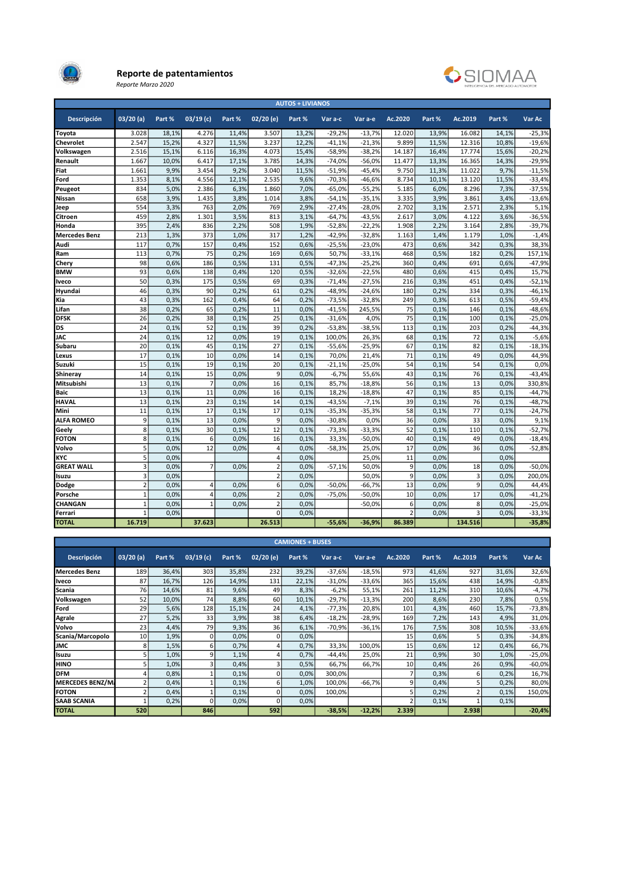## Reporte de patentamientos

*Reporte Marzo 2020*

| AUTOS + LIVIANOS | | | | | | | | | | | | | |
|---|---|---|---|---|---|---|---|---|---|---|---|---|---|
| Descripción | 03/20 (a) | Part % | 03/19 (c) | Part % | 02/20 (e) | Part % | Var a-c | Var a-e | Ac.2020 | Part % | Ac.2019 | Part % | Var Ac |
| Toyota | 3.028 | 18,1% | 4.276 | 11,4% | 3.507 | 13,2% | -29,2% | -13,7% | 12.020 | 13,9% | 16.082 | 14,1% | -25,3% |
| Chevrolet | 2.547 | 15,2% | 4.327 | 11,5% | 3.237 | 12,2% | -41,1% | -21,3% | 9.899 | 11,5% | 12.316 | 10,8% | -19,6% |
| Volkswagen | 2.516 | 15,1% | 6.116 | 16,3% | 4.073 | 15,4% | -58,9% | -38,2% | 14.187 | 16,4% | 17.774 | 15,6% | -20,2% |
| Renault | 1.667 | 10,0% | 6.417 | 17,1% | 3.785 | 14,3% | -74,0% | -56,0% | 11.477 | 13,3% | 16.365 | 14,3% | -29,9% |
| Fiat | 1.661 | 9,9% | 3.454 | 9,2% | 3.040 | 11,5% | -51,9% | -45,4% | 9.750 | 11,3% | 11.022 | 9,7% | -11,5% |
| Ford | 1.353 | 8,1% | 4.556 | 12,1% | 2.535 | 9,6% | -70,3% | -46,6% | 8.734 | 10,1% | 13.120 | 11,5% | -33,4% |
| Peugeot | 834 | 5,0% | 2.386 | 6,3% | 1.860 | 7,0% | -65,0% | -55,2% | 5.185 | 6,0% | 8.296 | 7,3% | -37,5% |
| Nissan | 658 | 3,9% | 1.435 | 3,8% | 1.014 | 3,8% | -54,1% | -35,1% | 3.335 | 3,9% | 3.861 | 3,4% | -13,6% |
| Jeep | 554 | 3,3% | 763 | 2,0% | 769 | 2,9% | -27,4% | -28,0% | 2.702 | 3,1% | 2.571 | 2,3% | 5,1% |
| Citroen | 459 | 2,8% | 1.301 | 3,5% | 813 | 3,1% | -64,7% | -43,5% | 2.617 | 3,0% | 4.122 | 3,6% | -36,5% |
| Honda | 395 | 2,4% | 836 | 2,2% | 508 | 1,9% | -52,8% | -22,2% | 1.908 | 2,2% | 3.164 | 2,8% | -39,7% |
| Mercedes Benz | 213 | 1,3% | 373 | 1,0% | 317 | 1,2% | -42,9% | -32,8% | 1.163 | 1,4% | 1.179 | 1,0% | -1,4% |
| Audi | 117 | 0,7% | 157 | 0,4% | 152 | 0,6% | -25,5% | -23,0% | 473 | 0,6% | 342 | 0,3% | 38,3% |
| Ram | 113 | 0,7% | 75 | 0,2% | 169 | 0,6% | 50,7% | -33,1% | 468 | 0,5% | 182 | 0,2% | 157,1% |
| Chery | 98 | 0,6% | 186 | 0,5% | 131 | 0,5% | -47,3% | -25,2% | 360 | 0,4% | 691 | 0,6% | -47,9% |
| BMW | 93 | 0,6% | 138 | 0,4% | 120 | 0,5% | -32,6% | -22,5% | 480 | 0,6% | 415 | 0,4% | 15,7% |
| Iveco | 50 | 0,3% | 175 | 0,5% | 69 | 0,3% | -71,4% | -27,5% | 216 | 0,3% | 451 | 0,4% | -52,1% |
| Hyundai | 46 | 0,3% | 90 | 0,2% | 61 | 0,2% | -48,9% | -24,6% | 180 | 0,2% | 334 | 0,3% | -46,1% |
| Kia | 43 | 0,3% | 162 | 0,4% | 64 | 0,2% | -73,5% | -32,8% | 249 | 0,3% | 613 | 0,5% | -59,4% |
| Lifan | 38 | 0,2% | 65 | 0,2% | 11 | 0,0% | -41,5% | 245,5% | 75 | 0,1% | 146 | 0,1% | -48,6% |
| DFSK | 26 | 0,2% | 38 | 0,1% | 25 | 0,1% | -31,6% | 4,0% | 75 | 0,1% | 100 | 0,1% | -25,0% |
| DS | 24 | 0,1% | 52 | 0,1% | 39 | 0,2% | -53,8% | -38,5% | 113 | 0,1% | 203 | 0,2% | -44,3% |
| JAC | 24 | 0,1% | 12 | 0,0% | 19 | 0,1% | 100,0% | 26,3% | 68 | 0,1% | 72 | 0,1% | -5,6% |
| Subaru | 20 | 0,1% | 45 | 0,1% | 27 | 0,1% | -55,6% | -25,9% | 67 | 0,1% | 82 | 0,1% | -18,3% |
| Lexus | 17 | 0,1% | 10 | 0,0% | 14 | 0,1% | 70,0% | 21,4% | 71 | 0,1% | 49 | 0,0% | 44,9% |
| Suzuki | 15 | 0,1% | 19 | 0,1% | 20 | 0,1% | -21,1% | -25,0% | 54 | 0,1% | 54 | 0,1% | 0,0% |
| Shineray | 14 | 0,1% | 15 | 0,0% | 9 | 0,0% | -6,7% | 55,6% | 43 | 0,1% | 76 | 0,1% | -43,4% |
| Mitsubishi | 13 | 0,1% | 7 | 0,0% | 16 | 0,1% | 85,7% | -18,8% | 56 | 0,1% | 13 | 0,0% | 330,8% |
| Baic | 13 | 0,1% | 11 | 0,0% | 16 | 0,1% | 18,2% | -18,8% | 47 | 0,1% | 85 | 0,1% | -44,7% |
| HAVAL | 13 | 0,1% | 23 | 0,1% | 14 | 0,1% | -43,5% | -7,1% | 39 | 0,1% | 76 | 0,1% | -48,7% |
| Mini | 11 | 0,1% | 17 | 0,1% | 17 | 0,1% | -35,3% | -35,3% | 58 | 0,1% | 77 | 0,1% | -24,7% |
| ALFA ROMEO | 9 | 0,1% | 13 | 0,0% | 9 | 0,0% | -30,8% | 0,0% | 36 | 0,0% | 33 | 0,0% | 9,1% |
| Geely | 8 | 0,1% | 30 | 0,1% | 12 | 0,1% | -73,3% | -33,3% | 52 | 0,1% | 110 | 0,1% | -52,7% |
| FOTON | 8 | 0,1% | 6 | 0,0% | 16 | 0,1% | 33,3% | -50,0% | 40 | 0,1% | 49 | 0,0% | -18,4% |
| Volvo | 5 | 0,0% | 12 | 0,0% | 4 | 0,0% | -58,3% | 25,0% | 17 | 0,0% | 36 | 0,0% | -52,8% |
| KYC | 5 | 0,0% | | | 4 | 0,0% | | 25,0% | 11 | 0,0% | | 0,0% | |
| GREAT WALL | 3 | 0,0% | 7 | 0,0% | 2 | 0,0% | -57,1% | 50,0% | 9 | 0,0% | 18 | 0,0% | -50,0% |
| Isuzu | 3 | 0,0% | | | 2 | 0,0% | | 50,0% | 9 | 0,0% | 3 | 0,0% | 200,0% |
| Dodge | 2 | 0,0% | 4 | 0,0% | 6 | 0,0% | -50,0% | -66,7% | 13 | 0,0% | 9 | 0,0% | 44,4% |
| Porsche | 1 | 0,0% | 4 | 0,0% | 2 | 0,0% | -75,0% | -50,0% | 10 | 0,0% | 17 | 0,0% | -41,2% |
| CHANGAN | 1 | 0,0% | 1 | 0,0% | 2 | 0,0% | | -50,0% | 6 | 0,0% | 8 | 0,0% | -25,0% |
| Ferrari | 1 | 0,0% | | | 0 | 0,0% | | | 2 | 0,0% | 3 | 0,0% | -33,3% |
| **TOTAL** | **16.719** | | **37.623** | | **26.513** | | **-55,6%** | **-36,9%** | **86.389** | | **134.516** | | **-35,8%** |

| CAMIONES + BUSES | | | | | | | | | | | | | |
|---|---|---|---|---|---|---|---|---|---|---|---|---|---|
| Descripción | 03/20 (a) | Part % | 03/19 (c) | Part % | 02/20 (e) | Part % | Var a-c | Var a-e | Ac.2020 | Part % | Ac.2019 | Part % | Var Ac |
| Mercedes Benz | 189 | 36,4% | 303 | 35,8% | 232 | 39,2% | -37,6% | -18,5% | 973 | 41,6% | 927 | 31,6% | 32,6% |
| Iveco | 87 | 16,7% | 126 | 14,9% | 131 | 22,1% | -31,0% | -33,6% | 365 | 15,6% | 438 | 14,9% | -0,8% |
| Scania | 76 | 14,6% | 81 | 9,6% | 49 | 8,3% | -6,2% | 55,1% | 261 | 11,2% | 310 | 10,6% | -4,7% |
| Volkswagen | 52 | 10,0% | 74 | 8,8% | 60 | 10,1% | -29,7% | -13,3% | 200 | 8,6% | 230 | 7,8% | 0,5% |
| Ford | 29 | 5,6% | 128 | 15,1% | 24 | 4,1% | -77,3% | 20,8% | 101 | 4,3% | 460 | 15,7% | -73,8% |
| Agrale | 27 | 5,2% | 33 | 3,9% | 38 | 6,4% | -18,2% | -28,9% | 169 | 7,2% | 143 | 4,9% | 31,0% |
| Volvo | 23 | 4,4% | 79 | 9,3% | 36 | 6,1% | -70,9% | -36,1% | 176 | 7,5% | 308 | 10,5% | -33,6% |
| Scania/Marcopolo | 10 | 1,9% | 0 | 0,0% | 0 | 0,0% | | | 15 | 0,6% | 5 | 0,3% | -34,8% |
| JMC | 8 | 1,5% | 6 | 0,7% | 4 | 0,7% | 33,3% | 100,0% | 15 | 0,6% | 12 | 0,4% | 66,7% |
| Isuzu | 5 | 1,0% | 9 | 1,1% | 4 | 0,7% | -44,4% | 25,0% | 21 | 0,9% | 30 | 1,0% | -25,0% |
| HINO | 5 | 1,0% | 3 | 0,4% | 3 | 0,5% | 66,7% | 66,7% | 10 | 0,4% | 26 | 0,9% | -60,0% |
| DFM | 4 | 0,8% | 1 | 0,1% | 0 | 0,0% | 300,0% | | 7 | 0,3% | 6 | 0,2% | 16,7% |
| MERCEDES BENZ/M | 2 | 0,4% | 1 | 0,1% | 6 | 1,0% | 100,0% | -66,7% | 9 | 0,4% | 5 | 0,2% | 80,0% |
| FOTON | 2 | 0,4% | 1 | 0,1% | 0 | 0,0% | 100,0% | | 5 | 0,2% | 2 | 0,1% | 150,0% |
| SAAB SCANIA | 1 | 0,2% | 0 | 0,0% | 0 | 0,0% | | | 2 | 0,1% | 1 | 0,1% | |
| **TOTAL** | **520** | | **846** | | **592** | | **-38,5%** | **-12,2%** | **2.339** | | **2.938** | | **-20,4%** |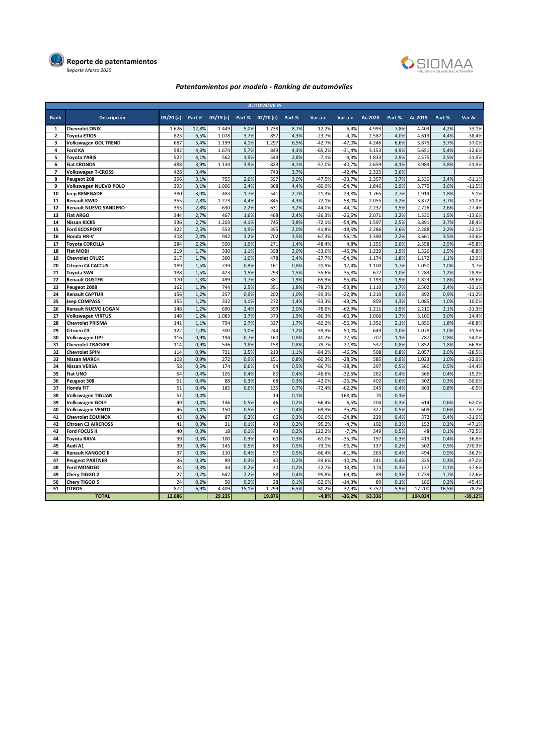**Reporte de patentamientos**

*Reporte Marzo 2020*

SIOMAA

## *Patentamientos por modelo - Ranking de automóviles*

| AUTOMÓVILES | | | | | | | | | | | | | | | |
|---|---|---|---|---|---|---|---|---|---|---|---|---|---|---|---|
| Rank | Descripción | 03/20 (a) | Part % | 03/19 (c) | Part % | 02/20 (e) | Part % | Var a-c | Var a-e | Ac.2020 | Part % | Ac.2019 | Part % | Var Ac |
| 1 | Chevrolet ONIX | 1.626 | 12,8% | 1.449 | 5,0% | 1.738 | 8,7% | 12,2% | -6,4% | 4.993 | 7,8% | 4.403 | 4,2% | 33,1% |
| 2 | Toyota ETIOS | 823 | 6,5% | 1.078 | 3,7% | 857 | 4,3% | -23,7% | -4,0% | 2.587 | 4,0% | 4.613 | 4,4% | -38,4% |
| 3 | Volkswagen GOL TREND | 687 | 5,4% | 1.199 | 4,1% | 1.297 | 6,5% | -42,7% | -47,0% | 4.246 | 6,6% | 3.875 | 3,7% | 37,0% |
| 4 | Ford KA | 582 | 4,6% | 1.674 | 5,7% | 849 | 4,3% | -65,2% | -31,4% | 3.153 | 4,9% | 5.651 | 5,4% | -32,6% |
| 5 | Toyota YARIS | 522 | 4,1% | 562 | 1,9% | 549 | 2,8% | -7,1% | -4,9% | 1.833 | 2,9% | 2.575 | 2,5% | -21,9% |
| 6 | Fiat CRONOS | 488 | 3,9% | 1.134 | 3,9% | 823 | 4,1% | -57,0% | -40,7% | 2.659 | 4,1% | 3.989 | 3,8% | -21,9% |
| 7 | Volkswagen T-CROSS | 428 | 3,4% | | | 743 | 3,7% | | -42,4% | 2.325 | 3,6% | | | |
| 8 | Peugeot 208 | 396 | 3,1% | 755 | 2,6% | 597 | 3,0% | -47,5% | -33,7% | 2.357 | 3,7% | 2.530 | 2,4% | -31,1% |
| 9 | Volkswagen NUEVO POLO | 393 | 3,1% | 1.006 | 3,4% | 868 | 4,4% | -60,9% | -54,7% | 1.846 | 2,9% | 3.775 | 3,6% | -11,5% |
| 10 | Jeep RENEGADE | 380 | 3,0% | 483 | 1,7% | 541 | 2,7% | -21,3% | -29,8% | 1.765 | 2,7% | 1.919 | 1,8% | 5,1% |
| 11 | Renault KWID | 355 | 2,8% | 1.273 | 4,4% | 845 | 4,3% | -72,1% | -58,0% | 2.055 | 3,2% | 3.872 | 3,7% | -31,0% |
| 12 | Renault NUEVO SANDERO | 353 | 2,8% | 630 | 2,2% | 631 | 3,2% | -44,0% | -44,1% | 2.237 | 3,5% | 2.726 | 2,6% | -27,4% |
| 13 | Fiat ARGO | 344 | 2,7% | 467 | 1,6% | 468 | 2,4% | -26,3% | -26,5% | 2.071 | 3,2% | 1.530 | 1,5% | -13,6% |
| 14 | Nissan KICKS | 336 | 2,7% | 1.203 | 4,1% | 745 | 3,8% | -72,1% | -54,9% | 1.597 | 2,5% | 3.891 | 3,7% | 28,4% |
| 15 | Ford ECOSPORT | 322 | 2,5% | 553 | 1,9% | 395 | 2,0% | -41,8% | -18,5% | 2.286 | 3,6% | 2.288 | 2,2% | -22,1% |
| 16 | Honda HR-V | 308 | 2,4% | 942 | 3,2% | 702 | 3,5% | -67,3% | -56,1% | 1.390 | 2,2% | 3.661 | 3,5% | -33,6% |
| 17 | Toyota COROLLA | 284 | 2,2% | 550 | 1,9% | 271 | 1,4% | -48,4% | 4,8% | 1.255 | 2,0% | 2.558 | 2,5% | -45,8% |
| 18 | Fiat MOBI | 219 | 1,7% | 330 | 1,1% | 398 | 2,0% | -33,6% | -45,0% | 1.229 | 1,9% | 1.526 | 1,5% | -8,8% |
| 19 | Chevrolet CRUZE | 217 | 1,7% | 300 | 1,0% | 478 | 2,4% | -27,7% | -54,6% | 1.174 | 1,8% | 1.172 | 1,1% | 13,0% |
| 20 | Citroen C4 CACTUS | 189 | 1,5% | 239 | 0,8% | 161 | 0,8% | -20,9% | 17,4% | 1.100 | 1,7% | 1.050 | 1,0% | -1,7% |
| 21 | Toyota SW4 | 188 | 1,5% | 423 | 1,5% | 293 | 1,5% | -55,6% | -35,8% | 672 | 1,0% | 1.283 | 1,2% | -28,9% |
| 22 | Renault DUSTER | 170 | 1,3% | 499 | 1,7% | 381 | 1,9% | -65,9% | -55,4% | 1.193 | 1,9% | 1.823 | 1,8% | -39,6% |
| 23 | Peugeot 2008 | 162 | 1,3% | 744 | 2,5% | 351 | 1,8% | -78,2% | -53,8% | 1.110 | 1,7% | 2.502 | 2,4% | -33,1% |
| 24 | Renault CAPTUR | 156 | 1,2% | 257 | 0,9% | 202 | 1,0% | -39,3% | -22,8% | 1.210 | 1,9% | 892 | 0,9% | -11,2% |
| 25 | Jeep COMPASS | 155 | 1,2% | 332 | 1,1% | 272 | 1,4% | -53,3% | -43,0% | 859 | 1,3% | 1.085 | 1,0% | 10,0% |
| 26 | Renault NUEVO LOGAN | 148 | 1,2% | 690 | 2,4% | 399 | 2,0% | -78,6% | -62,9% | 1.211 | 1,9% | 2.210 | 2,1% | -31,3% |
| 27 | Volkswagen VIRTUS | 148 | 1,2% | 1.083 | 3,7% | 373 | 1,9% | -86,3% | -60,3% | 1.066 | 1,7% | 3.100 | 3,0% | 24,4% |
| 28 | Chevrolet PRISMA | 141 | 1,1% | 794 | 2,7% | 327 | 1,7% | -82,2% | -56,9% | 1.352 | 2,1% | 1.856 | 1,8% | -48,8% |
| 29 | Citroen C3 | 122 | 1,0% | 300 | 1,0% | 244 | 1,2% | -59,3% | -50,0% | 649 | 1,0% | 1.078 | 1,0% | -31,5% |
| 30 | Volkswagen UP! | 116 | 0,9% | 194 | 0,7% | 160 | 0,8% | -40,2% | -27,5% | 707 | 1,1% | 787 | 0,8% | -54,0% |
| 31 | Chevrolet TRACKER | 114 | 0,9% | 536 | 1,8% | 158 | 0,8% | -78,7% | -27,8% | 537 | 0,8% | 1.852 | 1,8% | -66,9% |
| 32 | Chevrolet SPIN | 114 | 0,9% | 721 | 2,5% | 213 | 1,1% | -84,2% | -46,5% | 508 | 0,8% | 2.057 | 2,0% | -28,5% |
| 33 | Nissan MARCH | 108 | 0,9% | 272 | 0,9% | 151 | 0,8% | -60,3% | -28,5% | 585 | 0,9% | 1.023 | 1,0% | -32,9% |
| 34 | Nissan VERSA | 58 | 0,5% | 174 | 0,6% | 94 | 0,5% | -66,7% | -38,3% | 297 | 0,5% | 560 | 0,5% | -34,4% |
| 35 | Fiat UNO | 54 | 0,4% | 105 | 0,4% | 80 | 0,4% | -48,6% | -32,5% | 262 | 0,4% | 366 | 0,4% | -15,2% |
| 36 | Peugeot 308 | 51 | 0,4% | 88 | 0,3% | 68 | 0,3% | -42,0% | -25,0% | 402 | 0,6% | 302 | 0,3% | -50,6% |
| 37 | Honda FIT | 51 | 0,4% | 185 | 0,6% | 135 | 0,7% | -72,4% | -62,2% | 245 | 0,4% | 863 | 0,8% | -6,5% |
| 38 | Volkswagen TIGUAN | 51 | 0,4% | | | 19 | 0,1% | | 168,4% | 70 | 0,1% | | | |
| 39 | Volkswagen GOLF | 49 | 0,4% | 146 | 0,5% | 46 | 0,2% | -66,4% | 6,5% | 204 | 0,3% | 614 | 0,6% | -62,0% |
| 40 | Volkswagen VENTO | 46 | 0,4% | 150 | 0,5% | 71 | 0,4% | -69,3% | -35,2% | 327 | 0,5% | 609 | 0,6% | -37,7% |
| 41 | Chevrolet EQUINOX | 43 | 0,3% | 87 | 0,3% | 66 | 0,3% | -50,6% | -34,8% | 229 | 0,4% | 372 | 0,4% | -31,9% |
| 42 | Citroen C3 AIRCROSS | 41 | 0,3% | 21 | 0,1% | 43 | 0,2% | 95,2% | -4,7% | 192 | 0,3% | 152 | 0,2% | -47,1% |
| 43 | Ford FOCUS II | 40 | 0,3% | 18 | 0,1% | 43 | 0,2% | 122,2% | -7,0% | 349 | 0,5% | 48 | 0,1% | -72,5% |
| 44 | Toyota RAV4 | 39 | 0,3% | 100 | 0,3% | 60 | 0,3% | -61,0% | -35,0% | 197 | 0,3% | 413 | 0,4% | 36,8% |
| 45 | Audi A1 | 39 | 0,3% | 145 | 0,5% | 89 | 0,5% | -73,1% | -56,2% | 137 | 0,2% | 502 | 0,5% | 270,3% |
| 46 | Renault KANGOO II | 37 | 0,3% | 110 | 0,4% | 97 | 0,5% | -66,4% | -61,9% | 263 | 0,4% | 494 | 0,5% | -36,2% |
| 47 | Peugeot PARTNER | 36 | 0,3% | 89 | 0,3% | 40 | 0,2% | -59,6% | -10,0% | 241 | 0,4% | 325 | 0,3% | -47,0% |
| 48 | Ford MONDEO | 34 | 0,3% | 44 | 0,2% | 30 | 0,2% | -22,7% | 13,3% | 174 | 0,3% | 137 | 0,1% | -37,6% |
| 49 | Chery TIGGO 2 | 27 | 0,2% | 642 | 2,2% | 88 | 0,4% | -95,8% | -69,3% | 89 | 0,1% | 1.739 | 1,7% | -22,6% |
| 50 | Chery TIGGO 5 | 24 | 0,2% | 50 | 0,2% | 28 | 0,1% | -52,0% | -14,3% | 89 | 0,1% | 186 | 0,2% | -45,4% |
| 51 | OTROS | 872 | 6,9% | 4.409 | 15,1% | 1.299 | 6,5% | -80,2% | -32,9% | 3.752 | 5,9% | 17.200 | 16,5% | -78,2% |
| | TOTAL | 12.686 | | 29.235 | | 19.876 | | -4,8% | -36,2% | 63.336 | | 104.034 | | -39,12% |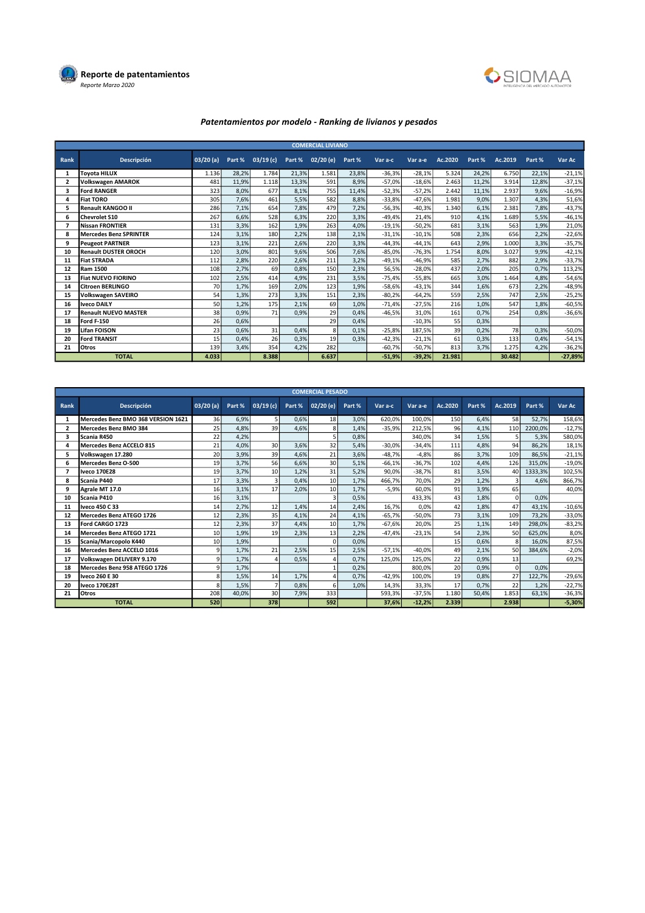**Reporte de patentamientos**

*Reporte Marzo 2020*

SIOMAA

## *Patentamientos por modelo - Ranking de livianos y pesados*

| COMERCIAL LIVIANO | | | | | | | | | | | | | | |
|---|---|---|---|---|---|---|---|---|---|---|---|---|---|---|
| Rank | Descripción | 03/20 (a) | Part % | 03/19 (c) | Part % | 02/20 (e) | Part % | Var a-c | Var a-e | Ac.2020 | Part % | Ac.2019 | Part % | Var Ac |
| 1 | Toyota HILUX | 1.136 | 28,2% | 1.784 | 21,3% | 1.581 | 23,8% | -36,3% | -28,1% | 5.324 | 24,2% | 6.750 | 22,1% | -21,1% |
| 2 | Volkswagen AMAROK | 481 | 11,9% | 1.118 | 13,3% | 591 | 8,9% | -57,0% | -18,6% | 2.463 | 11,2% | 3.914 | 12,8% | -37,1% |
| 3 | Ford RANGER | 323 | 8,0% | 677 | 8,1% | 755 | 11,4% | -52,3% | -57,2% | 2.442 | 11,1% | 2.937 | 9,6% | -16,9% |
| 4 | Fiat TORO | 305 | 7,6% | 461 | 5,5% | 582 | 8,8% | -33,8% | -47,6% | 1.981 | 9,0% | 1.307 | 4,3% | 51,6% |
| 5 | Renault KANGOO II | 286 | 7,1% | 654 | 7,8% | 479 | 7,2% | -56,3% | -40,3% | 1.340 | 6,1% | 2.381 | 7,8% | -43,7% |
| 6 | Chevrolet S10 | 267 | 6,6% | 528 | 6,3% | 220 | 3,3% | -49,4% | 21,4% | 910 | 4,1% | 1.689 | 5,5% | -46,1% |
| 7 | Nissan FRONTIER | 131 | 3,3% | 162 | 1,9% | 263 | 4,0% | -19,1% | -50,2% | 681 | 3,1% | 563 | 1,9% | 21,0% |
| 8 | Mercedes Benz SPRINTER | 124 | 3,1% | 180 | 2,2% | 138 | 2,1% | -31,1% | -10,1% | 508 | 2,3% | 656 | 2,2% | -22,6% |
| 9 | Peugeot PARTNER | 123 | 3,1% | 221 | 2,6% | 220 | 3,3% | -44,3% | -44,1% | 643 | 2,9% | 1.000 | 3,3% | -35,7% |
| 10 | Renault DUSTER OROCH | 120 | 3,0% | 801 | 9,6% | 506 | 7,6% | -85,0% | -76,3% | 1.754 | 8,0% | 3.027 | 9,9% | -42,1% |
| 11 | Fiat STRADA | 112 | 2,8% | 220 | 2,6% | 211 | 3,2% | -49,1% | -46,9% | 585 | 2,7% | 882 | 2,9% | -33,7% |
| 12 | Ram 1500 | 108 | 2,7% | 69 | 0,8% | 150 | 2,3% | 56,5% | -28,0% | 437 | 2,0% | 205 | 0,7% | 113,2% |
| 13 | Fiat NUEVO FIORINO | 102 | 2,5% | 414 | 4,9% | 231 | 3,5% | -75,4% | -55,8% | 665 | 3,0% | 1.464 | 4,8% | -54,6% |
| 14 | Citroen BERLINGO | 70 | 1,7% | 169 | 2,0% | 123 | 1,9% | -58,6% | -43,1% | 344 | 1,6% | 673 | 2,2% | -48,9% |
| 15 | Volkswagen SAVEIRO | 54 | 1,3% | 273 | 3,3% | 151 | 2,3% | -80,2% | -64,2% | 559 | 2,5% | 747 | 2,5% | -25,2% |
| 16 | Iveco DAILY | 50 | 1,2% | 175 | 2,1% | 69 | 1,0% | -71,4% | -27,5% | 216 | 1,0% | 547 | 1,8% | -60,5% |
| 17 | Renault NUEVO MASTER | 38 | 0,9% | 71 | 0,9% | 29 | 0,4% | -46,5% | 31,0% | 161 | 0,7% | 254 | 0,8% | -36,6% |
| 18 | Ford F-150 | 26 | 0,6% | | | 29 | 0,4% | | -10,3% | 55 | 0,3% | | | |
| 19 | Lifan FOISON | 23 | 0,6% | 31 | 0,4% | 8 | 0,1% | -25,8% | 187,5% | 39 | 0,2% | 78 | 0,3% | -50,0% |
| 20 | Ford TRANSIT | 15 | 0,4% | 26 | 0,3% | 19 | 0,3% | -42,3% | -21,1% | 61 | 0,3% | 133 | 0,4% | -54,1% |
| 21 | Otros | 139 | 3,4% | 354 | 4,2% | 282 | | -60,7% | -50,7% | 813 | 3,7% | 1.275 | 4,2% | -36,2% |
| | **TOTAL** | **4.033** | | **8.388** | | **6.637** | | **-51,9%** | **-39,2%** | **21.981** | | **30.482** | | **-27,89%** |

| COMERCIAL PESADO | | | | | | | | | | | | | | |
|---|---|---|---|---|---|---|---|---|---|---|---|---|---|---|
| Rank | Descripción | 03/20 (a) | Part % | 03/19 (c) | Part % | 02/20 (e) | Part % | Var a-c | Var a-e | Ac.2020 | Part % | Ac.2019 | Part % | Var Ac |
| 1 | Mercedes Benz BMO 368 VERSION 1621 | 36 | 6,9% | 5 | 0,6% | 18 | 3,0% | 620,0% | 100,0% | 150 | 6,4% | 58 | 52,7% | 158,6% |
| 2 | Mercedes Benz BMO 384 | 25 | 4,8% | 39 | 4,6% | 8 | 1,4% | -35,9% | 212,5% | 96 | 4,1% | 110 | 2200,0% | -12,7% |
| 3 | Scania R450 | 22 | 4,2% | | | 5 | 0,8% | | 340,0% | 34 | 1,5% | 5 | 5,3% | 580,0% |
| 4 | Mercedes Benz ACCELO 815 | 21 | 4,0% | 30 | 3,6% | 32 | 5,4% | -30,0% | -34,4% | 111 | 4,8% | 94 | 86,2% | 18,1% |
| 5 | Volkswagen 17.280 | 20 | 3,9% | 39 | 4,6% | 21 | 3,6% | -48,7% | -4,8% | 86 | 3,7% | 109 | 86,5% | -21,1% |
| 6 | Mercedes Benz O-500 | 19 | 3,7% | 56 | 6,6% | 30 | 5,1% | -66,1% | -36,7% | 102 | 4,4% | 126 | 315,0% | -19,0% |
| 7 | Iveco 170E28 | 19 | 3,7% | 10 | 1,2% | 31 | 5,2% | 90,0% | -38,7% | 81 | 3,5% | 40 | 1333,3% | 102,5% |
| 8 | Scania P440 | 17 | 3,3% | 3 | 0,4% | 10 | 1,7% | 466,7% | 70,0% | 29 | 1,2% | 3 | 4,6% | 866,7% |
| 9 | Agrale MT 17.0 | 16 | 3,1% | 17 | 2,0% | 10 | 1,7% | -5,9% | 60,0% | 91 | 3,9% | 65 | | 40,0% |
| 10 | Scania P410 | 16 | 3,1% | | | 3 | 0,5% | | 433,3% | 43 | 1,8% | 0 | 0,0% | |
| 11 | Iveco 450 C 33 | 14 | 2,7% | 12 | 1,4% | 14 | 2,4% | 16,7% | 0,0% | 42 | 1,8% | 47 | 43,1% | -10,6% |
| 12 | Mercedes Benz ATEGO 1726 | 12 | 2,3% | 35 | 4,1% | 24 | 4,1% | -65,7% | -50,0% | 73 | 3,1% | 109 | 73,2% | -33,0% |
| 13 | Ford CARGO 1723 | 12 | 2,3% | 37 | 4,4% | 10 | 1,7% | -67,6% | 20,0% | 25 | 1,1% | 149 | 298,0% | -83,2% |
| 14 | Mercedes Benz ATEGO 1721 | 10 | 1,9% | 19 | 2,3% | 13 | 2,2% | -47,4% | -23,1% | 54 | 2,3% | 50 | 625,0% | 8,0% |
| 15 | Scania/Marcopolo K440 | 10 | 1,9% | | | 0 | 0,0% | | | 15 | 0,6% | 8 | 16,0% | 87,5% |
| 16 | Mercedes Benz ACCELO 1016 | 9 | 1,7% | 21 | 2,5% | 15 | 2,5% | -57,1% | -40,0% | 49 | 2,1% | 50 | 384,6% | -2,0% |
| 17 | Volkswagen DELIVERY 9.170 | 9 | 1,7% | 4 | 0,5% | 4 | 0,7% | 125,0% | 125,0% | 22 | 0,9% | 13 | | 69,2% |
| 18 | Mercedes Benz 958 ATEGO 1726 | 9 | 1,7% | | | 1 | 0,2% | | 800,0% | 20 | 0,9% | 0 | 0,0% | |
| 19 | Iveco 260 E 30 | 8 | 1,5% | 14 | 1,7% | 4 | 0,7% | -42,9% | 100,0% | 19 | 0,8% | 27 | 122,7% | -29,6% |
| 20 | Iveco 170E28T | 8 | 1,5% | 7 | 0,8% | 6 | 1,0% | 14,3% | 33,3% | 17 | 0,7% | 22 | 1,2% | -22,7% |
| 21 | Otros | 208 | 40,0% | 30 | 7,9% | 333 | | 593,3% | -37,5% | 1.180 | 50,4% | 1.853 | 63,1% | -36,3% |
| | **TOTAL** | **520** | | **378** | | **592** | | **37,6%** | **-12,2%** | **2.339** | | **2.938** | | **-5,30%** |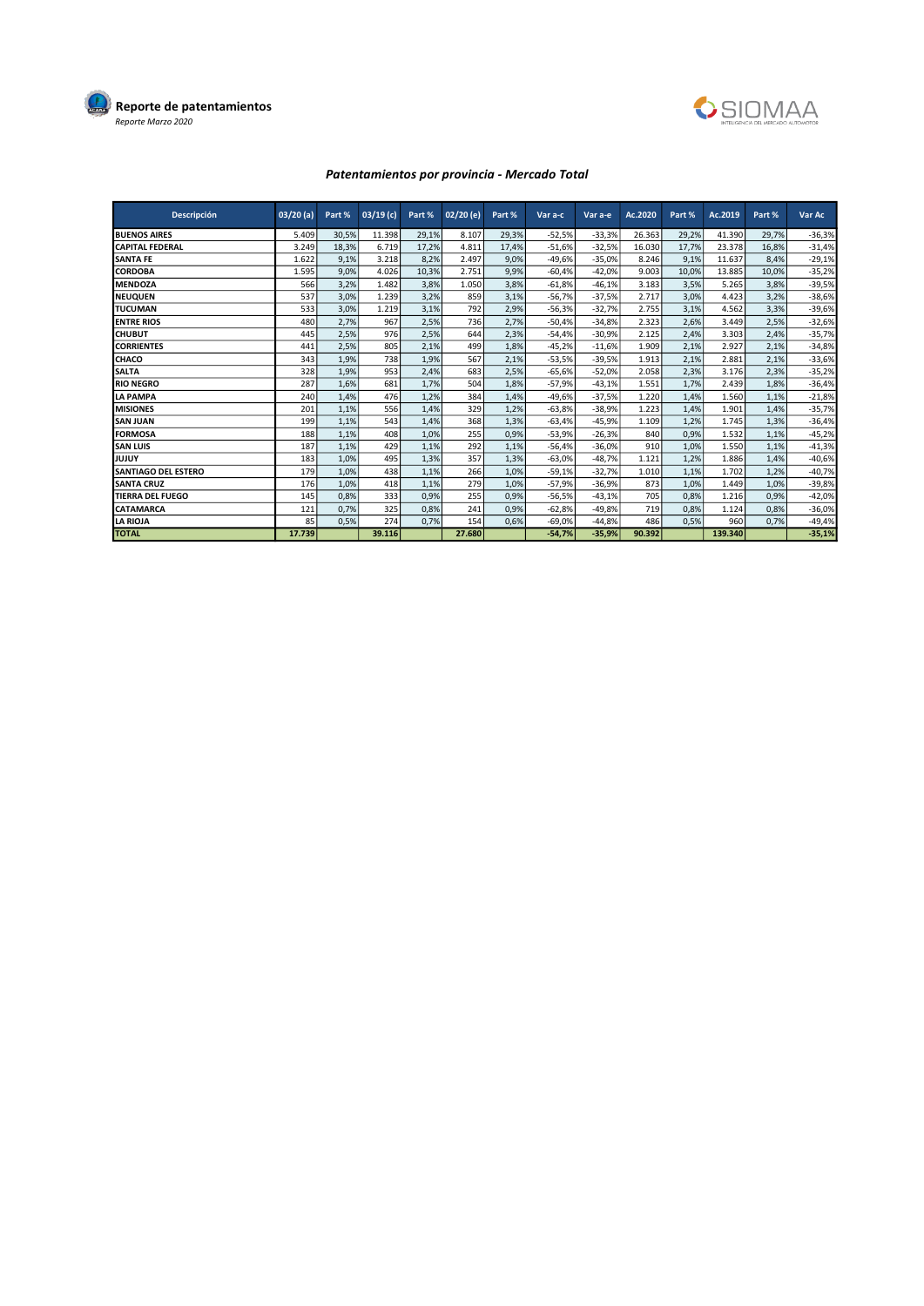**Reporte de patentamientos**

*Reporte Marzo 2020*

SIOMAA

### *Patentamientos por provincia - Mercado Total*

| Descripción | 03/20 (a) | Part % | 03/19 (c) | Part % | 02/20 (e) | Part % | Var a-c | Var a-e | Ac.2020 | Part % | Ac.2019 | Part % | Var Ac |
|---|---|---|---|---|---|---|---|---|---|---|---|---|---|
| BUENOS AIRES | 5.409 | 30,5% | 11.398 | 29,1% | 8.107 | 29,3% | -52,5% | -33,3% | 26.363 | 29,2% | 41.390 | 29,7% | -36,3% |
| CAPITAL FEDERAL | 3.249 | 18,3% | 6.719 | 17,2% | 4.811 | 17,4% | -51,6% | -32,5% | 16.030 | 17,7% | 23.378 | 16,8% | -31,4% |
| SANTA FE | 1.622 | 9,1% | 3.218 | 8,2% | 2.497 | 9,0% | -49,6% | -35,0% | 8.246 | 9,1% | 11.637 | 8,4% | -29,1% |
| CORDOBA | 1.595 | 9,0% | 4.026 | 10,3% | 2.751 | 9,9% | -60,4% | -42,0% | 9.003 | 10,0% | 13.885 | 10,0% | -35,2% |
| MENDOZA | 566 | 3,2% | 1.482 | 3,8% | 1.050 | 3,8% | -61,8% | -46,1% | 3.183 | 3,5% | 5.265 | 3,8% | -39,5% |
| NEUQUEN | 537 | 3,0% | 1.239 | 3,2% | 859 | 3,1% | -56,7% | -37,5% | 2.717 | 3,0% | 4.423 | 3,2% | -38,6% |
| TUCUMAN | 533 | 3,0% | 1.219 | 3,1% | 792 | 2,9% | -56,3% | -32,7% | 2.755 | 3,1% | 4.562 | 3,3% | -39,6% |
| ENTRE RIOS | 480 | 2,7% | 967 | 2,5% | 736 | 2,7% | -50,4% | -34,8% | 2.323 | 2,6% | 3.449 | 2,5% | -32,6% |
| CHUBUT | 445 | 2,5% | 976 | 2,5% | 644 | 2,3% | -54,4% | -30,9% | 2.125 | 2,4% | 3.303 | 2,4% | -35,7% |
| CORRIENTES | 441 | 2,5% | 805 | 2,1% | 499 | 1,8% | -45,2% | -11,6% | 1.909 | 2,1% | 2.927 | 2,1% | -34,8% |
| CHACO | 343 | 1,9% | 738 | 1,9% | 567 | 2,1% | -53,5% | -39,5% | 1.913 | 2,1% | 2.881 | 2,1% | -33,6% |
| SALTA | 328 | 1,9% | 953 | 2,4% | 683 | 2,5% | -65,6% | -52,0% | 2.058 | 2,3% | 3.176 | 2,3% | -35,2% |
| RIO NEGRO | 287 | 1,6% | 681 | 1,7% | 504 | 1,8% | -57,9% | -43,1% | 1.551 | 1,7% | 2.439 | 1,8% | -36,4% |
| LA PAMPA | 240 | 1,4% | 476 | 1,2% | 384 | 1,4% | -49,6% | -37,5% | 1.220 | 1,4% | 1.560 | 1,1% | -21,8% |
| MISIONES | 201 | 1,1% | 556 | 1,4% | 329 | 1,2% | -63,8% | -38,9% | 1.223 | 1,4% | 1.901 | 1,4% | -35,7% |
| SAN JUAN | 199 | 1,1% | 543 | 1,4% | 368 | 1,3% | -63,4% | -45,9% | 1.109 | 1,2% | 1.745 | 1,3% | -36,4% |
| FORMOSA | 188 | 1,1% | 408 | 1,0% | 255 | 0,9% | -53,9% | -26,3% | 840 | 0,9% | 1.532 | 1,1% | -45,2% |
| SAN LUIS | 187 | 1,1% | 429 | 1,1% | 292 | 1,1% | -56,4% | -36,0% | 910 | 1,0% | 1.550 | 1,1% | -41,3% |
| JUJUY | 183 | 1,0% | 495 | 1,3% | 357 | 1,3% | -63,0% | -48,7% | 1.121 | 1,2% | 1.886 | 1,4% | -40,6% |
| SANTIAGO DEL ESTERO | 179 | 1,0% | 438 | 1,1% | 266 | 1,0% | -59,1% | -32,7% | 1.010 | 1,1% | 1.702 | 1,2% | -40,7% |
| SANTA CRUZ | 176 | 1,0% | 418 | 1,1% | 279 | 1,0% | -57,9% | -36,9% | 873 | 1,0% | 1.449 | 1,0% | -39,8% |
| TIERRA DEL FUEGO | 145 | 0,8% | 333 | 0,9% | 255 | 0,9% | -56,5% | -43,1% | 705 | 0,8% | 1.216 | 0,9% | -42,0% |
| CATAMARCA | 121 | 0,7% | 325 | 0,8% | 241 | 0,9% | -62,8% | -49,8% | 719 | 0,8% | 1.124 | 0,8% | -36,0% |
| LA RIOJA | 85 | 0,5% | 274 | 0,7% | 154 | 0,6% | -69,0% | -44,8% | 486 | 0,5% | 960 | 0,7% | -49,4% |
| **TOTAL** | **17.739** | | **39.116** | | **27.680** | | **-54,7%** | **-35,9%** | **90.392** | | **139.340** | | **-35,1%** |